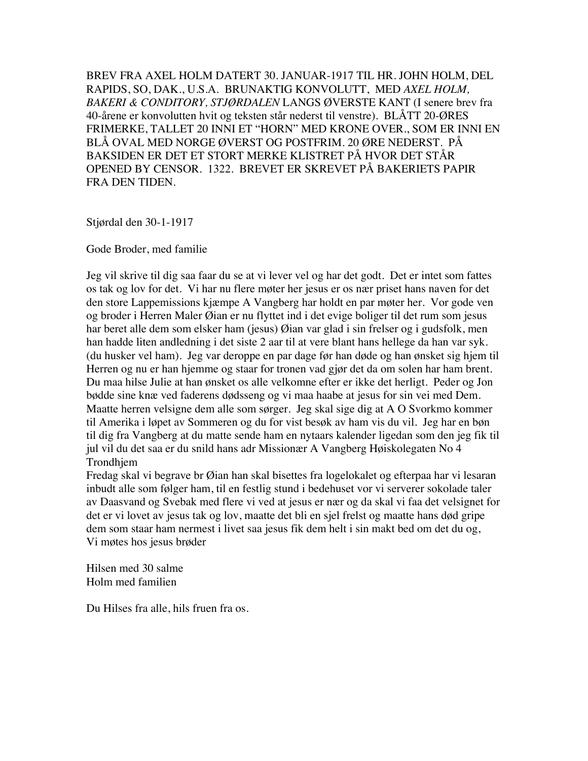BREV FRA AXEL HOLM DATERT 30. JANUAR-1917 TIL HR. JOHN HOLM, DEL RAPIDS, SO, DAK., U.S.A. BRUNAKTIG KONVOLUTT, MED *AXEL HOLM, BAKERI & CONDITORY, STJØRDALEN* LANGS ØVERSTE KANT (I senere brev fra 40-årene er konvolutten hvit og teksten står nederst til venstre). BLÅTT 20-ØRES FRIMERKE, TALLET 20 INNI ET "HORN" MED KRONE OVER., SOM ER INNI EN BLÅ OVAL MED NORGE ØVERST OG POSTFRIM. 20 ØRE NEDERST. PÅ BAKSIDEN ER DET ET STORT MERKE KLISTRET PÅ HVOR DET STÅR OPENED BY CENSOR. 1322. BREVET ER SKREVET PÅ BAKERIETS PAPIR FRA DEN TIDEN.

Stjørdal den 30-1-1917

Gode Broder, med familie

Jeg vil skrive til dig saa faar du se at vi lever vel og har det godt. Det er intet som fattes os tak og lov for det. Vi har nu flere møter her jesus er os nær priset hans naven for det den store Lappemissions kjæmpe A Vangberg har holdt en par møter her. Vor gode ven og broder i Herren Maler Øian er nu flyttet ind i det evige boliger til det rum som jesus har beret alle dem som elsker ham (jesus) Øian var glad i sin frelser og i gudsfolk, men han hadde liten andledning i det siste 2 aar til at vere blant hans hellege da han var syk. (du husker vel ham). Jeg var deroppe en par dage før han døde og han ønsket sig hjem til Herren og nu er han hjemme og staar for tronen vad gjør det da om solen har ham brent. Du maa hilse Julie at han ønsket os alle velkomne efter er ikke det herligt. Peder og Jon bødde sine knæ ved faderens dødsseng og vi maa haabe at jesus for sin vei med Dem. Maatte herren velsigne dem alle som sørger. Jeg skal sige dig at A O Svorkmo kommer til Amerika i løpet av Sommeren og du for vist besøk av ham vis du vil. Jeg har en bøn til dig fra Vangberg at du matte sende ham en nytaars kalender ligedan som den jeg fik til jul vil du det saa er du snild hans adr Missionær A Vangberg Høiskolegaten No 4 Trondhjem

Fredag skal vi begrave br Øian han skal bisettes fra logelokalet og efterpaa har vi lesaran inbudt alle som følger ham, til en festlig stund i bedehuset vor vi serverer sokolade taler av Daasvand og Svebak med flere vi ved at jesus er nær og da skal vi faa det velsignet for det er vi lovet av jesus tak og lov, maatte det bli en sjel frelst og maatte hans død gripe dem som staar ham nermest i livet saa jesus fik dem helt i sin makt bed om det du og, Vi møtes hos jesus brøder

Hilsen med 30 salme  
Holm med familien

Du Hilses fra alle, hils fruen fra os.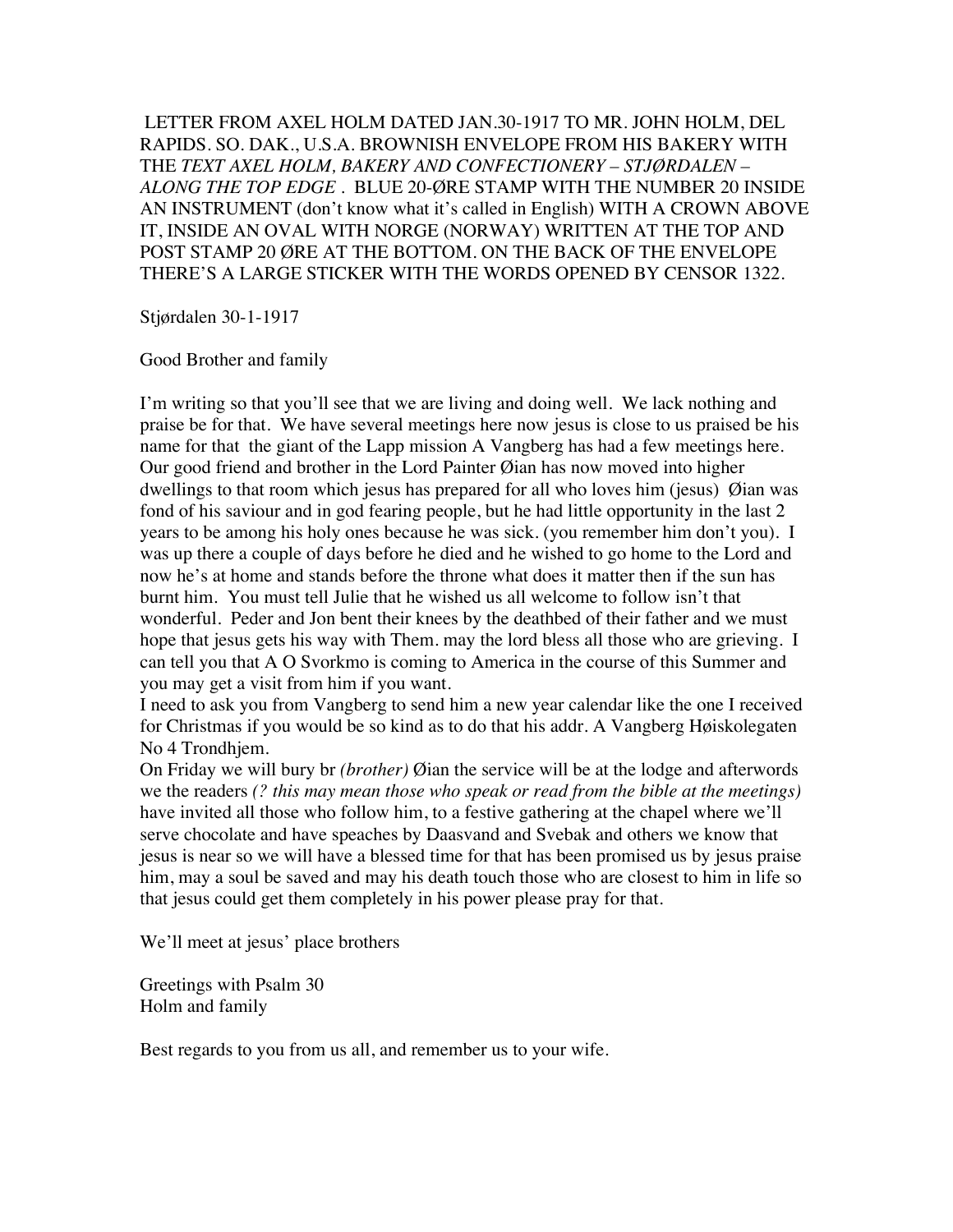LETTER FROM AXEL HOLM DATED JAN.30-1917 TO MR. JOHN HOLM, DEL RAPIDS. SO. DAK., U.S.A. BROWNISH ENVELOPE FROM HIS BAKERY WITH THE *TEXT AXEL HOLM, BAKERY AND CONFECTIONERY – STJØRDALEN – ALONG THE TOP EDGE* . BLUE 20-ØRE STAMP WITH THE NUMBER 20 INSIDE AN INSTRUMENT (don't know what it's called in English) WITH A CROWN ABOVE IT, INSIDE AN OVAL WITH NORGE (NORWAY) WRITTEN AT THE TOP AND POST STAMP 20 ØRE AT THE BOTTOM. ON THE BACK OF THE ENVELOPE THERE'S A LARGE STICKER WITH THE WORDS OPENED BY CENSOR 1322.

Stjørdalen 30-1-1917

Good Brother and family

I'm writing so that you'll see that we are living and doing well. We lack nothing and praise be for that. We have several meetings here now jesus is close to us praised be his name for that the giant of the Lapp mission A Vangberg has had a few meetings here. Our good friend and brother in the Lord Painter Øian has now moved into higher dwellings to that room which jesus has prepared for all who loves him (jesus) Øian was fond of his saviour and in god fearing people, but he had little opportunity in the last 2 years to be among his holy ones because he was sick. (you remember him don't you). I was up there a couple of days before he died and he wished to go home to the Lord and now he's at home and stands before the throne what does it matter then if the sun has burnt him. You must tell Julie that he wished us all welcome to follow isn't that wonderful. Peder and Jon bent their knees by the deathbed of their father and we must hope that jesus gets his way with Them. may the lord bless all those who are grieving. I can tell you that A O Svorkmo is coming to America in the course of this Summer and you may get a visit from him if you want.

I need to ask you from Vangberg to send him a new year calendar like the one I received for Christmas if you would be so kind as to do that his addr. A Vangberg Høiskolegaten No 4 Trondhjem.

On Friday we will bury br *(brother)* Øian the service will be at the lodge and afterwords we the readers *(? this may mean those who speak or read from the bible at the meetings)* have invited all those who follow him, to a festive gathering at the chapel where we'll serve chocolate and have speaches by Daasvand and Svebak and others we know that jesus is near so we will have a blessed time for that has been promised us by jesus praise him, may a soul be saved and may his death touch those who are closest to him in life so that jesus could get them completely in his power please pray for that.

We'll meet at jesus' place brothers

Greetings with Psalm 30
Holm and family

Best regards to you from us all, and remember us to your wife.